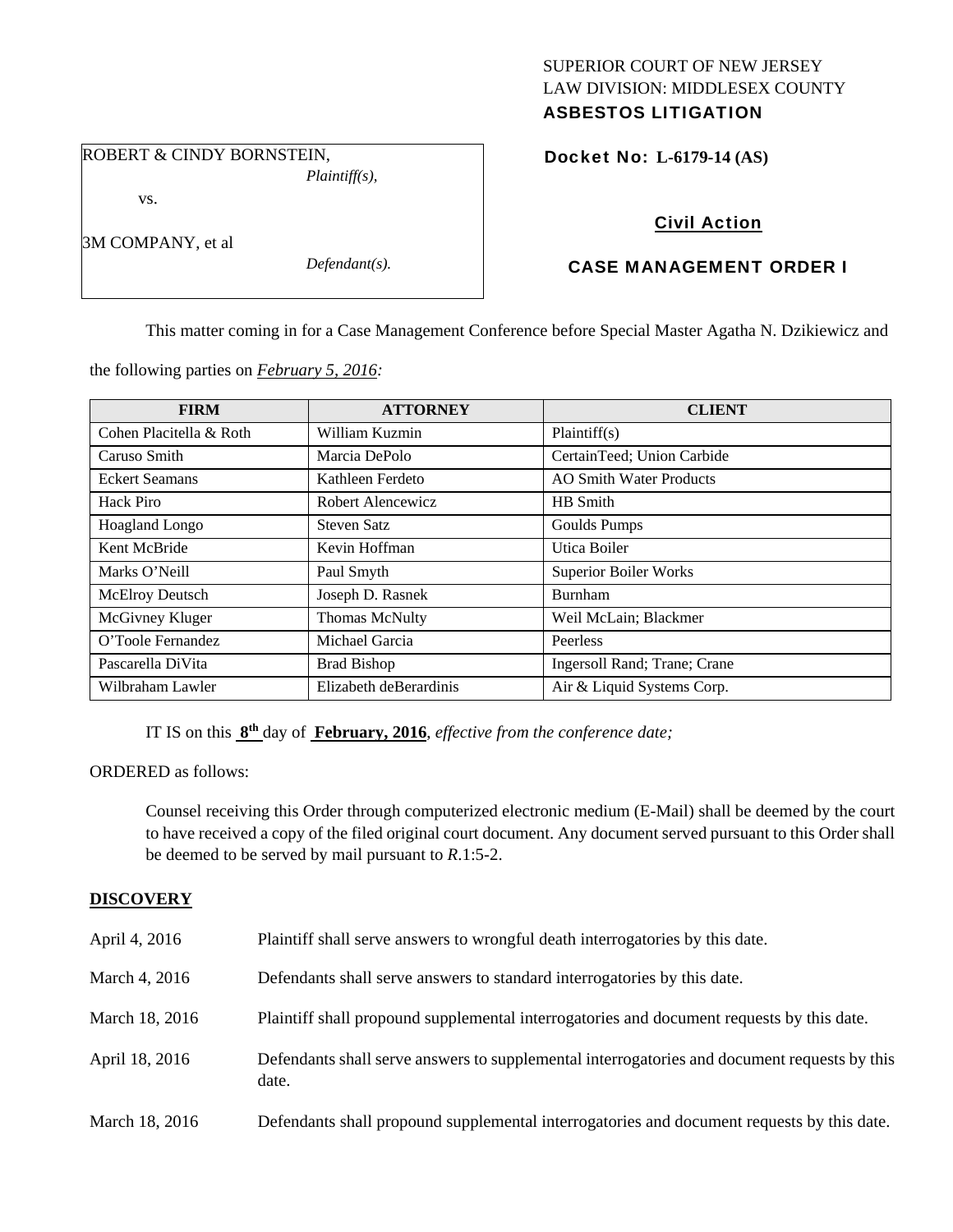SUPERIOR COURT OF NEW JERSEY
LAW DIVISION: MIDDLESEX COUNTY
**ASBESTOS LITIGATION**

ROBERT & CINDY BORNSTEIN,
*Plaintiff(s),*

vs.

3M COMPANY, et al
*Defendant(s).*

**Docket No: L-6179-14 (AS)**

## Civil Action

## CASE MANAGEMENT ORDER I

This matter coming in for a Case Management Conference before Special Master Agatha N. Dzikiewicz and the following parties on *February 5, 2016:*

| FIRM | ATTORNEY | CLIENT |
|---|---|---|
| Cohen Placitella & Roth | William Kuzmin | Plaintiff(s) |
| Caruso Smith | Marcia DePolo | CertainTeed; Union Carbide |
| Eckert Seamans | Kathleen Ferdeto | AO Smith Water Products |
| Hack Piro | Robert Alencewicz | HB Smith |
| Hoagland Longo | Steven Satz | Goulds Pumps |
| Kent McBride | Kevin Hoffman | Utica Boiler |
| Marks O'Neill | Paul Smyth | Superior Boiler Works |
| McElroy Deutsch | Joseph D. Rasnek | Burnham |
| McGivney Kluger | Thomas McNulty | Weil McLain; Blackmer |
| O'Toole Fernandez | Michael Garcia | Peerless |
| Pascarella DiVita | Brad Bishop | Ingersoll Rand; Trane; Crane |
| Wilbraham Lawler | Elizabeth deBerardinis | Air & Liquid Systems Corp. |

IT IS on this **8th** day of **February, 2016**, *effective from the conference date;*

ORDERED as follows:

Counsel receiving this Order through computerized electronic medium (E-Mail) shall be deemed by the court to have received a copy of the filed original court document. Any document served pursuant to this Order shall be deemed to be served by mail pursuant to *R*.1:5-2.

**DISCOVERY**

| | |
|---|---|
| April 4, 2016 | Plaintiff shall serve answers to wrongful death interrogatories by this date. |
| March 4, 2016 | Defendants shall serve answers to standard interrogatories by this date. |
| March 18, 2016 | Plaintiff shall propound supplemental interrogatories and document requests by this date. |
| April 18, 2016 | Defendants shall serve answers to supplemental interrogatories and document requests by this date. |
| March 18, 2016 | Defendants shall propound supplemental interrogatories and document requests by this date. |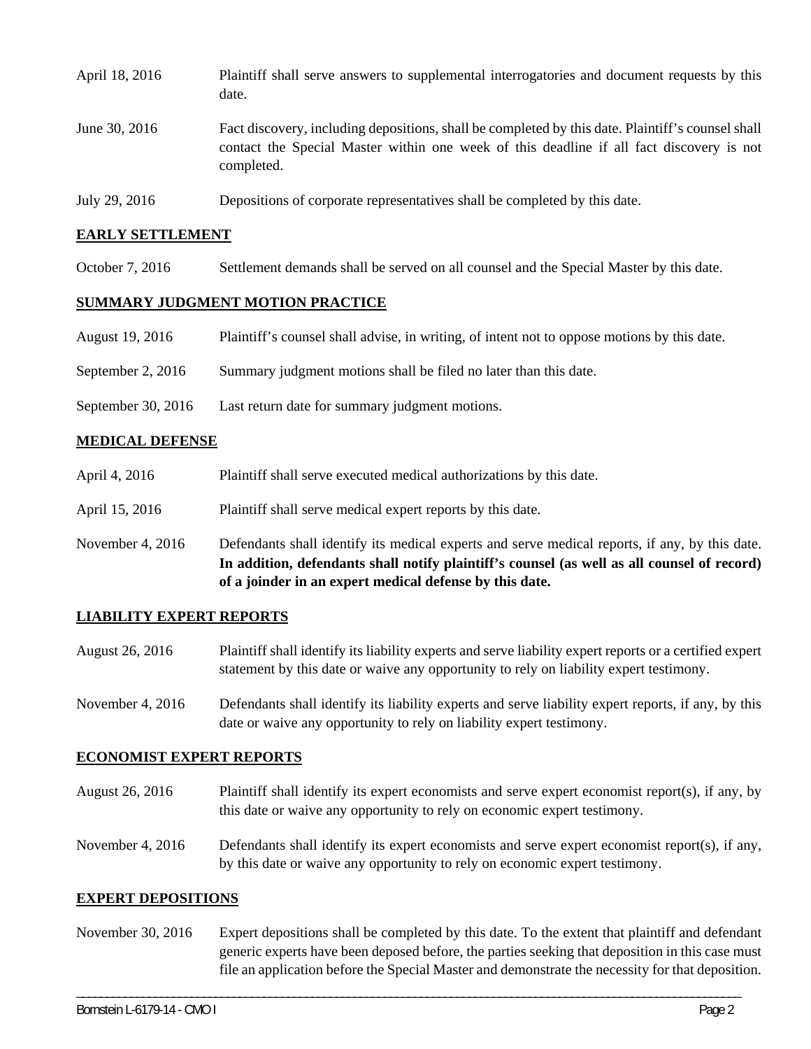April 18, 2016 Plaintiff shall serve answers to supplemental interrogatories and document requests by this date.

June 30, 2016 Fact discovery, including depositions, shall be completed by this date. Plaintiff's counsel shall contact the Special Master within one week of this deadline if all fact discovery is not completed.

July 29, 2016 Depositions of corporate representatives shall be completed by this date.

## EARLY SETTLEMENT

October 7, 2016 Settlement demands shall be served on all counsel and the Special Master by this date.

## SUMMARY JUDGMENT MOTION PRACTICE

August 19, 2016 Plaintiff's counsel shall advise, in writing, of intent not to oppose motions by this date.

September 2, 2016 Summary judgment motions shall be filed no later than this date.

September 30, 2016 Last return date for summary judgment motions.

## MEDICAL DEFENSE

April 4, 2016 Plaintiff shall serve executed medical authorizations by this date.

April 15, 2016 Plaintiff shall serve medical expert reports by this date.

November 4, 2016 Defendants shall identify its medical experts and serve medical reports, if any, by this date. **In addition, defendants shall notify plaintiff's counsel (as well as all counsel of record) of a joinder in an expert medical defense by this date.**

## LIABILITY EXPERT REPORTS

August 26, 2016 Plaintiff shall identify its liability experts and serve liability expert reports or a certified expert statement by this date or waive any opportunity to rely on liability expert testimony.

November 4, 2016 Defendants shall identify its liability experts and serve liability expert reports, if any, by this date or waive any opportunity to rely on liability expert testimony.

## ECONOMIST EXPERT REPORTS

August 26, 2016 Plaintiff shall identify its expert economists and serve expert economist report(s), if any, by this date or waive any opportunity to rely on economic expert testimony.

November 4, 2016 Defendants shall identify its expert economists and serve expert economist report(s), if any, by this date or waive any opportunity to rely on economic expert testimony.

## EXPERT DEPOSITIONS

November 30, 2016 Expert depositions shall be completed by this date. To the extent that plaintiff and defendant generic experts have been deposed before, the parties seeking that deposition in this case must file an application before the Special Master and demonstrate the necessity for that deposition.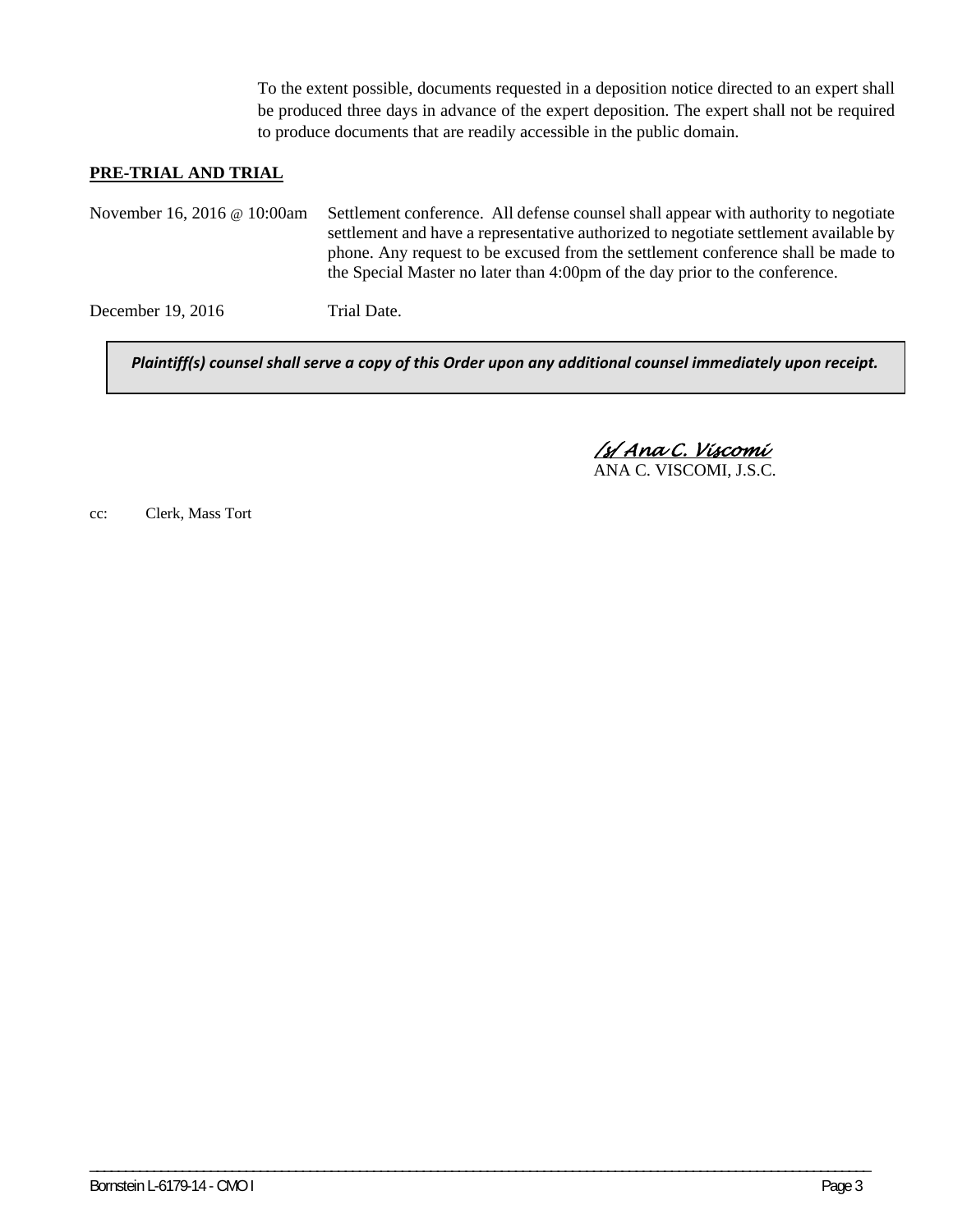To the extent possible, documents requested in a deposition notice directed to an expert shall be produced three days in advance of the expert deposition. The expert shall not be required to produce documents that are readily accessible in the public domain.

## PRE-TRIAL AND TRIAL

| | |
|---|---|
| November 16, 2016 @ 10:00am | Settlement conference. All defense counsel shall appear with authority to negotiate settlement and have a representative authorized to negotiate settlement available by phone. Any request to be excused from the settlement conference shall be made to the Special Master no later than 4:00pm of the day prior to the conference. |
| December 19, 2016 | Trial Date. |

***Plaintiff(s) counsel shall serve a copy of this Order upon any additional counsel immediately upon receipt.***

*/s/ Ana C. Viscomi*
ANA C. VISCOMI, J.S.C.

cc: Clerk, Mass Tort